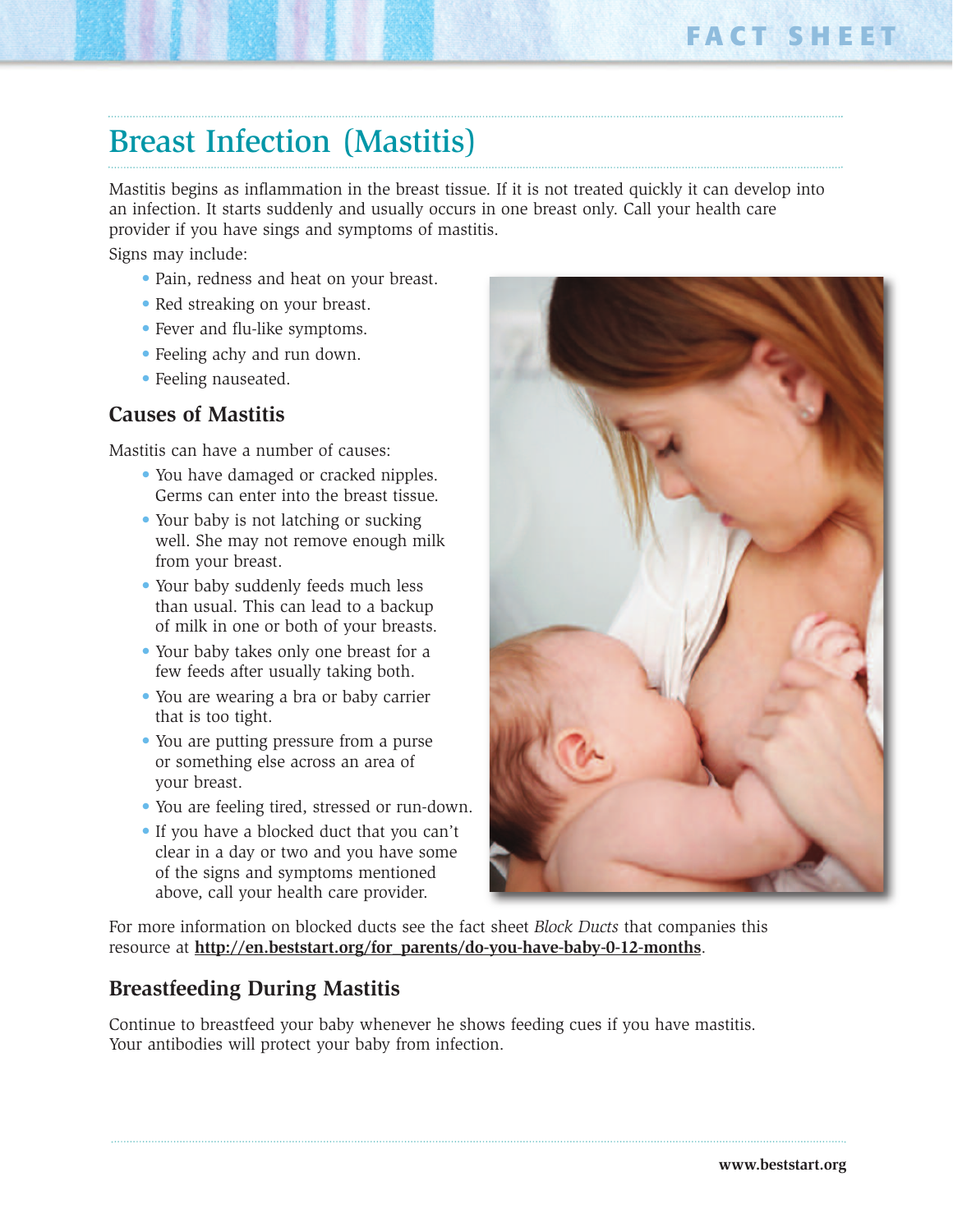# Breast Infection (Mastitis)

Mastitis begins as inflammation in the breast tissue. If it is not treated quickly it can develop into an infection. It starts suddenly and usually occurs in one breast only. Call your health care provider if you have sings and symptoms of mastitis.

Signs may include:

- Pain, redness and heat on your breast.
- Red streaking on your breast.
- Fever and flu-like symptoms.
- Feeling achy and run down.
- Feeling nauseated.

## Causes of Mastitis

Mastitis can have a number of causes:

- You have damaged or cracked nipples. Germs can enter into the breast tissue.
- Your baby is not latching or sucking well. She may not remove enough milk from your breast.
- Your baby suddenly feeds much less than usual. This can lead to a backup of milk in one or both of your breasts.
- Your baby takes only one breast for a few feeds after usually taking both.
- You are wearing a bra or baby carrier that is too tight.
- You are putting pressure from a purse or something else across an area of your breast.
- You are feeling tired, stressed or run-down.
- If you have a blocked duct that you can't clear in a day or two and you have some of the signs and symptoms mentioned above, call your health care provider.

For more information on blocked ducts see the fact sheet *Block Ducts* that companies this resource at **http://en.beststart.org/for_parents/do-you-have-baby-0-12-months**.

## Breastfeeding During Mastitis

Continue to breastfeed your baby whenever he shows feeding cues if you have mastitis. Your antibodies will protect your baby from infection.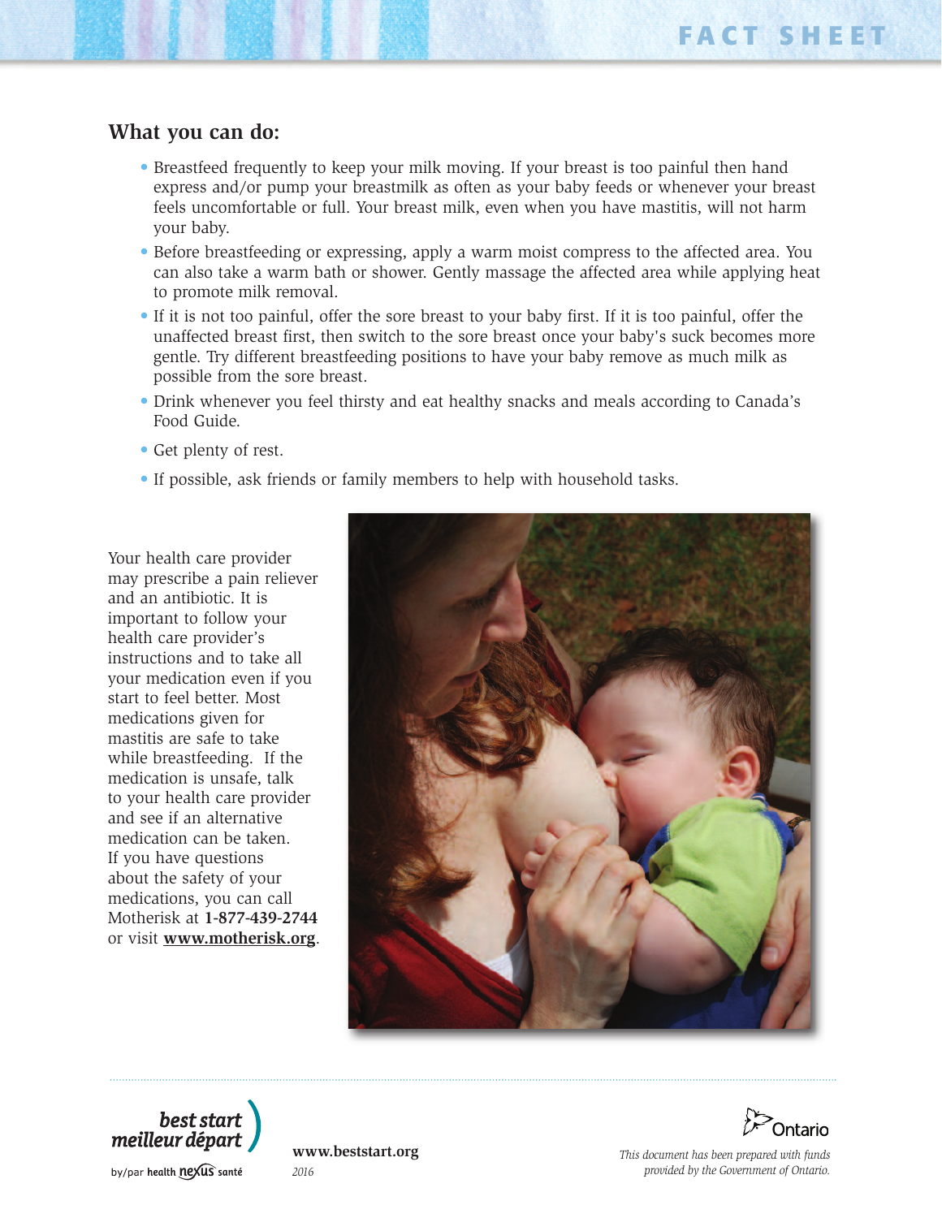## What you can do:

- Breastfeed frequently to keep your milk moving. If your breast is too painful then hand express and/or pump your breastmilk as often as your baby feeds or whenever your breast feels uncomfortable or full. Your breast milk, even when you have mastitis, will not harm your baby.
- Before breastfeeding or expressing, apply a warm moist compress to the affected area. You can also take a warm bath or shower. Gently massage the affected area while applying heat to promote milk removal.
- If it is not too painful, offer the sore breast to your baby first. If it is too painful, offer the unaffected breast first, then switch to the sore breast once your baby's suck becomes more gentle. Try different breastfeeding positions to have your baby remove as much milk as possible from the sore breast.
- Drink whenever you feel thirsty and eat healthy snacks and meals according to Canada's Food Guide.
- Get plenty of rest.
- If possible, ask friends or family members to help with household tasks.

Your health care provider may prescribe a pain reliever and an antibiotic. It is important to follow your health care provider's instructions and to take all your medication even if you start to feel better. Most medications given for mastitis are safe to take while breastfeeding. If the medication is unsafe, talk to your health care provider and see if an alternative medication can be taken. If you have questions about the safety of your medications, you can call Motherisk at **1-877-439-2744** or visit **www.motherisk.org**.

best start meilleur départ

by/par health nexus santé

**www.beststart.org**

*2016*

Ontario

*This document has been prepared with funds provided by the Government of Ontario.*